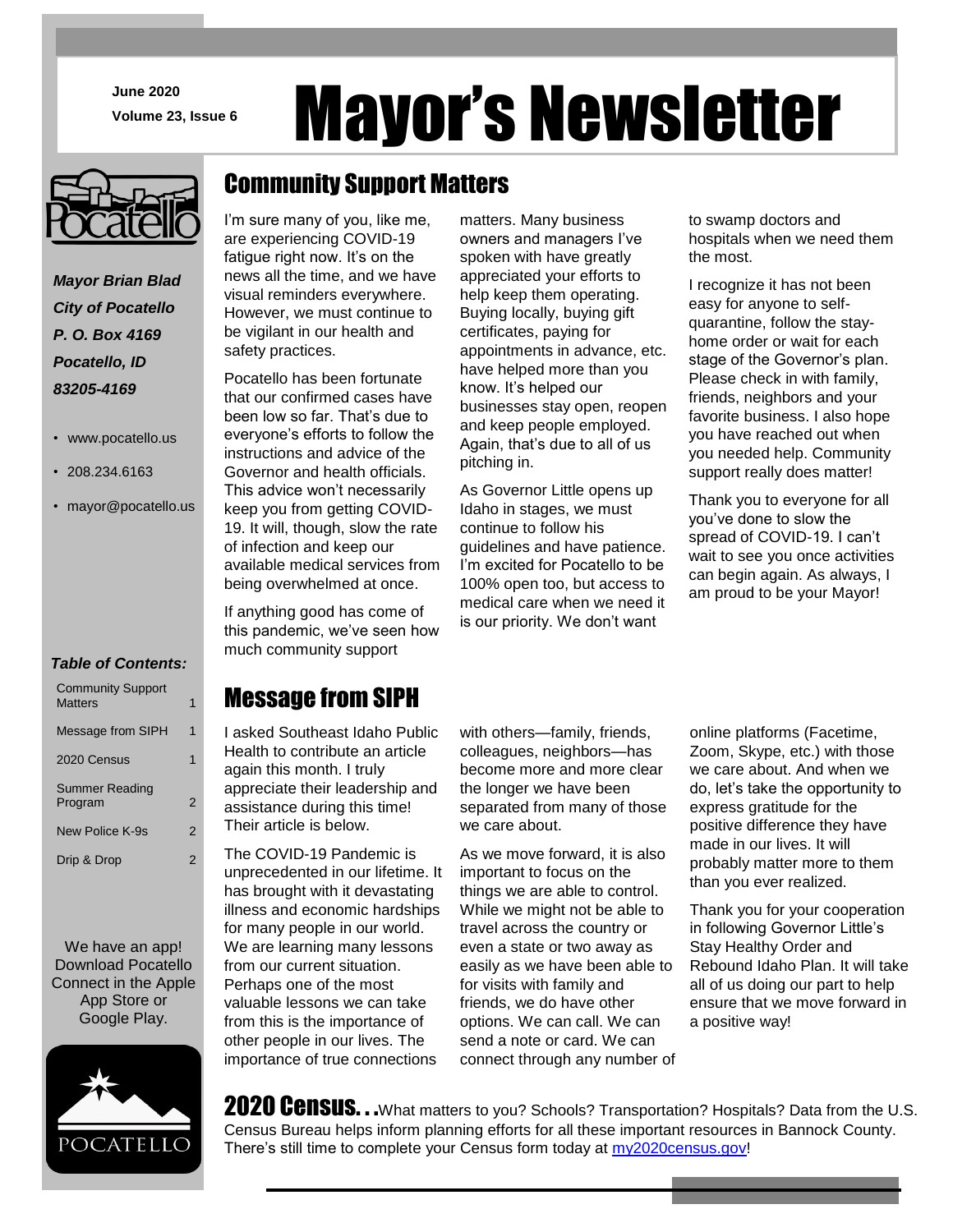June 2020

Volume 23, Issue 6

# Mayor's Newsletter

*Mayor Brian Blad*
*City of Pocatello*
*P. O. Box 4169*
*Pocatello, ID*
*83205-4169*

- www.pocatello.us
- 208.234.6163
- mayor@pocatello.us

***Table of Contents:***

| | |
|---|---|
| Community Support Matters | 1 |
| Message from SIPH | 1 |
| 2020 Census | 1 |
| Summer Reading Program | 2 |
| New Police K-9s | 2 |
| Drip & Drop | 2 |

We have an app! Download Pocatello Connect in the Apple App Store or Google Play.

## Community Support Matters

I'm sure many of you, like me, are experiencing COVID-19 fatigue right now. It's on the news all the time, and we have visual reminders everywhere. However, we must continue to be vigilant in our health and safety practices.

Pocatello has been fortunate that our confirmed cases have been low so far. That's due to everyone's efforts to follow the instructions and advice of the Governor and health officials. This advice won't necessarily keep you from getting COVID-19. It will, though, slow the rate of infection and keep our available medical services from being overwhelmed at once.

If anything good has come of this pandemic, we've seen how much community support matters. Many business owners and managers I've spoken with have greatly appreciated your efforts to help keep them operating. Buying locally, buying gift certificates, paying for appointments in advance, etc. have helped more than you know. It's helped our businesses stay open, reopen and keep people employed. Again, that's due to all of us pitching in.

As Governor Little opens up Idaho in stages, we must continue to follow his guidelines and have patience. I'm excited for Pocatello to be 100% open too, but access to medical care when we need it is our priority. We don't want to swamp doctors and hospitals when we need them the most.

I recognize it has not been easy for anyone to self-quarantine, follow the stay-home order or wait for each stage of the Governor's plan. Please check in with family, friends, neighbors and your favorite business. I also hope you have reached out when you needed help. Community support really does matter!

Thank you to everyone for all you've done to slow the spread of COVID-19. I can't wait to see you once activities can begin again. As always, I am proud to be your Mayor!

## Message from SIPH

I asked Southeast Idaho Public Health to contribute an article again this month. I truly appreciate their leadership and assistance during this time! Their article is below.

The COVID-19 Pandemic is unprecedented in our lifetime. It has brought with it devastating illness and economic hardships for many people in our world. We are learning many lessons from our current situation. Perhaps one of the most valuable lessons we can take from this is the importance of other people in our lives. The importance of true connections with others—family, friends, colleagues, neighbors—has become more and more clear the longer we have been separated from many of those we care about.

As we move forward, it is also important to focus on the things we are able to control. While we might not be able to travel across the country or even a state or two away as easily as we have been able to for visits with family and friends, we do have other options. We can call. We can send a note or card. We can connect through any number of online platforms (Facetime, Zoom, Skype, etc.) with those we care about. And when we do, let's take the opportunity to express gratitude for the positive difference they have made in our lives. It will probably matter more to them than you ever realized.

Thank you for your cooperation in following Governor Little's Stay Healthy Order and Rebound Idaho Plan. It will take all of us doing our part to help ensure that we move forward in a positive way!

**2020 Census. . .** What matters to you? Schools? Transportation? Hospitals? Data from the U.S. Census Bureau helps inform planning efforts for all these important resources in Bannock County. There's still time to complete your Census form today at my2020census.gov!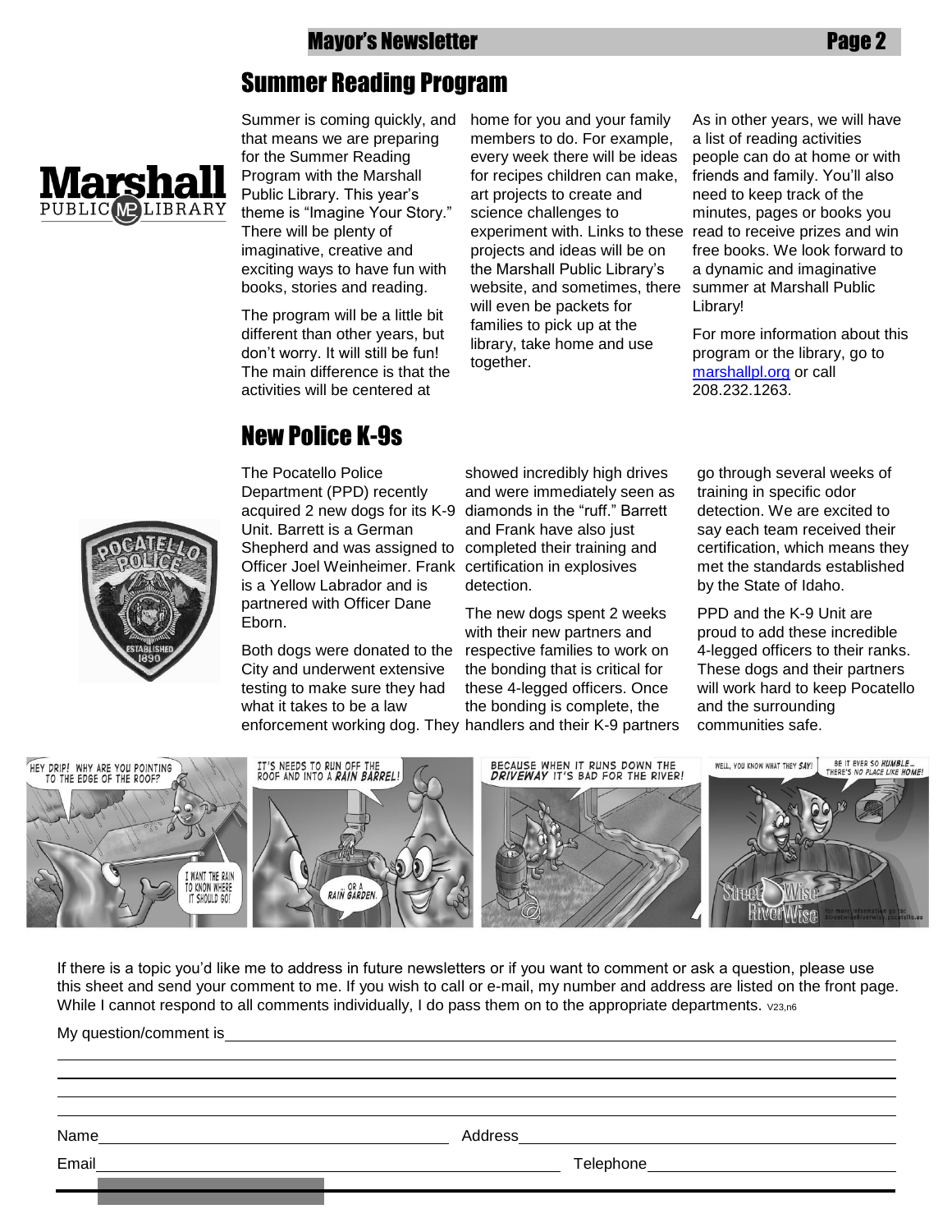## Summer Reading Program

Summer is coming quickly, and that means we are preparing for the Summer Reading Program with the Marshall Public Library. This year's theme is "Imagine Your Story." There will be plenty of imaginative, creative and exciting ways to have fun with books, stories and reading.

The program will be a little bit different than other years, but don't worry. It will still be fun! The main difference is that the activities will be centered at home for you and your family members to do. For example, every week there will be ideas for recipes children can make, art projects to create and science challenges to experiment with. Links to these projects and ideas will be on the Marshall Public Library's website, and sometimes, there will even be packets for families to pick up at the library, take home and use together.

As in other years, we will have a list of reading activities people can do at home or with friends and family. You'll also need to keep track of the minutes, pages or books you read to receive prizes and win free books. We look forward to a dynamic and imaginative summer at Marshall Public Library!

For more information about this program or the library, go to marshallpl.org or call 208.232.1263.

## New Police K-9s

The Pocatello Police Department (PPD) recently acquired 2 new dogs for its K-9 Unit. Barrett is a German Shepherd and was assigned to Officer Joel Weinheimer. Frank is a Yellow Labrador and is partnered with Officer Dane Eborn.

Both dogs were donated to the City and underwent extensive testing to make sure they had what it takes to be a law enforcement working dog. They showed incredibly high drives and were immediately seen as diamonds in the "ruff." Barrett and Frank have also just completed their training and certification in explosives detection.

The new dogs spent 2 weeks with their new partners and respective families to work on the bonding that is critical for these 4-legged officers. Once the bonding is complete, the handlers and their K-9 partners go through several weeks of training in specific odor detection. We are excited to say each team received their certification, which means they met the standards established by the State of Idaho.

PPD and the K-9 Unit are proud to add these incredible 4-legged officers to their ranks. These dogs and their partners will work hard to keep Pocatello and the surrounding communities safe.

If there is a topic you'd like me to address in future newsletters or if you want to comment or ask a question, please use this sheet and send your comment to me. If you wish to call or e-mail, my number and address are listed on the front page. While I cannot respond to all comments individually, I do pass them on to the appropriate departments. V23,n6

My question/comment is \_\_\_\_\_\_\_\_\_\_\_\_\_\_\_\_\_\_\_\_\_\_\_\_\_\_\_\_\_\_\_\_\_\_\_\_

Name \_\_\_\_\_\_\_\_\_\_\_\_\_\_\_\_\_\_\_\_ Address \_\_\_\_\_\_\_\_\_\_\_\_\_\_\_\_\_\_\_\_

Email \_\_\_\_\_\_\_\_\_\_\_\_\_\_\_\_\_\_\_\_ Telephone \_\_\_\_\_\_\_\_\_\_\_\_\_\_\_\_\_\_\_\_